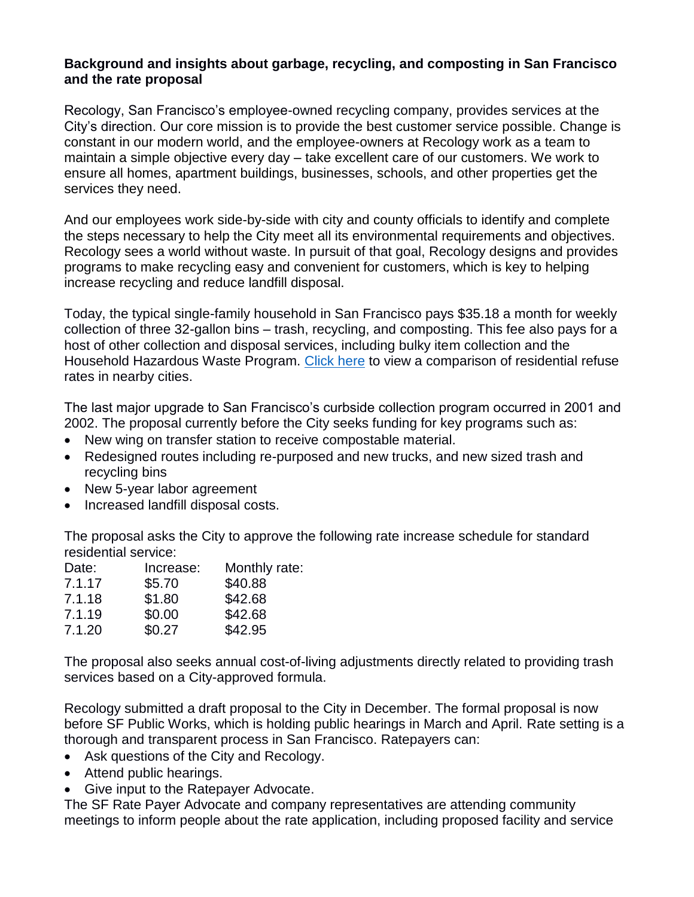**Background and insights about garbage, recycling, and composting in San Francisco and the rate proposal**

Recology, San Francisco's employee-owned recycling company, provides services at the City's direction. Our core mission is to provide the best customer service possible. Change is constant in our modern world, and the employee-owners at Recology work as a team to maintain a simple objective every day – take excellent care of our customers. We work to ensure all homes, apartment buildings, businesses, schools, and other properties get the services they need.

And our employees work side-by-side with city and county officials to identify and complete the steps necessary to help the City meet all its environmental requirements and objectives. Recology sees a world without waste. In pursuit of that goal, Recology designs and provides programs to make recycling easy and convenient for customers, which is key to helping increase recycling and reduce landfill disposal.

Today, the typical single-family household in San Francisco pays $35.18 a month for weekly collection of three 32-gallon bins – trash, recycling, and composting. This fee also pays for a host of other collection and disposal services, including bulky item collection and the Household Hazardous Waste Program. Click here to view a comparison of residential refuse rates in nearby cities.

The last major upgrade to San Francisco's curbside collection program occurred in 2001 and 2002. The proposal currently before the City seeks funding for key programs such as:

- New wing on transfer station to receive compostable material.
- Redesigned routes including re-purposed and new trucks, and new sized trash and recycling bins
- New 5-year labor agreement
- Increased landfill disposal costs.

The proposal asks the City to approve the following rate increase schedule for standard residential service:

| Date: | Increase: | Monthly rate: |
|---|---|---|
| 7.1.17 | $5.70 | $40.88 |
| 7.1.18 | $1.80 | $42.68 |
| 7.1.19 | $0.00 | $42.68 |
| 7.1.20 | $0.27 | $42.95 |

The proposal also seeks annual cost-of-living adjustments directly related to providing trash services based on a City-approved formula.

Recology submitted a draft proposal to the City in December. The formal proposal is now before SF Public Works, which is holding public hearings in March and April. Rate setting is a thorough and transparent process in San Francisco. Ratepayers can:

- Ask questions of the City and Recology.
- Attend public hearings.
- Give input to the Ratepayer Advocate.

The SF Rate Payer Advocate and company representatives are attending community meetings to inform people about the rate application, including proposed facility and service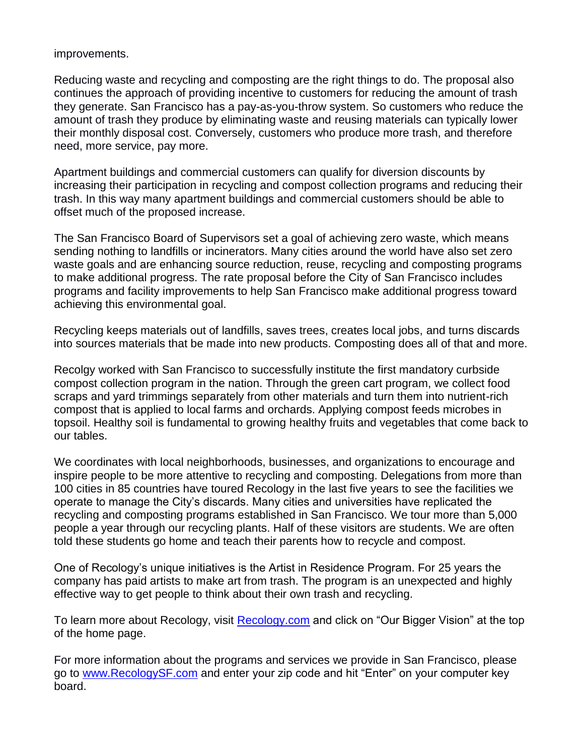improvements.

Reducing waste and recycling and composting are the right things to do. The proposal also continues the approach of providing incentive to customers for reducing the amount of trash they generate. San Francisco has a pay-as-you-throw system. So customers who reduce the amount of trash they produce by eliminating waste and reusing materials can typically lower their monthly disposal cost. Conversely, customers who produce more trash, and therefore need, more service, pay more.

Apartment buildings and commercial customers can qualify for diversion discounts by increasing their participation in recycling and compost collection programs and reducing their trash. In this way many apartment buildings and commercial customers should be able to offset much of the proposed increase.

The San Francisco Board of Supervisors set a goal of achieving zero waste, which means sending nothing to landfills or incinerators. Many cities around the world have also set zero waste goals and are enhancing source reduction, reuse, recycling and composting programs to make additional progress. The rate proposal before the City of San Francisco includes programs and facility improvements to help San Francisco make additional progress toward achieving this environmental goal.

Recycling keeps materials out of landfills, saves trees, creates local jobs, and turns discards into sources materials that be made into new products. Composting does all of that and more.

Recolgy worked with San Francisco to successfully institute the first mandatory curbside compost collection program in the nation. Through the green cart program, we collect food scraps and yard trimmings separately from other materials and turn them into nutrient-rich compost that is applied to local farms and orchards. Applying compost feeds microbes in topsoil. Healthy soil is fundamental to growing healthy fruits and vegetables that come back to our tables.

We coordinates with local neighborhoods, businesses, and organizations to encourage and inspire people to be more attentive to recycling and composting. Delegations from more than 100 cities in 85 countries have toured Recology in the last five years to see the facilities we operate to manage the City's discards. Many cities and universities have replicated the recycling and composting programs established in San Francisco. We tour more than 5,000 people a year through our recycling plants. Half of these visitors are students. We are often told these students go home and teach their parents how to recycle and compost.

One of Recology's unique initiatives is the Artist in Residence Program. For 25 years the company has paid artists to make art from trash. The program is an unexpected and highly effective way to get people to think about their own trash and recycling.

To learn more about Recology, visit [Recology.com](Recology.com) and click on "Our Bigger Vision" at the top of the home page.

For more information about the programs and services we provide in San Francisco, please go to [www.RecologySF.com](www.RecologySF.com) and enter your zip code and hit "Enter" on your computer key board.